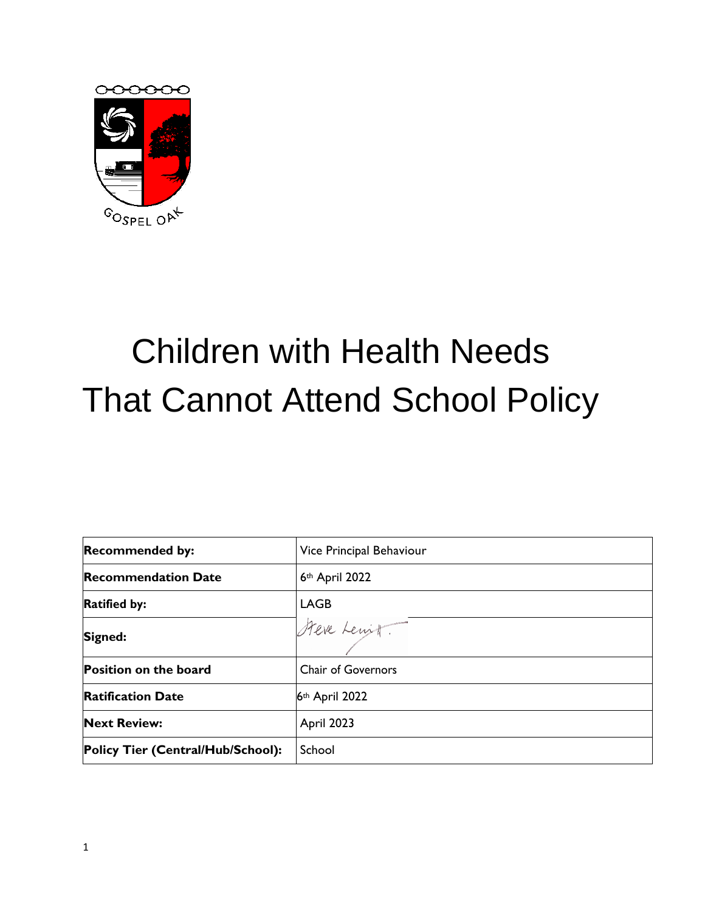GOSPEL OAK

# Children with Health Needs That Cannot Attend School Policy

| | |
|---|---|
| **Recommended by:** | Vice Principal Behaviour |
| **Recommendation Date** | 6th April 2022 |
| **Ratified by:** | LAGB |
| **Signed:** | Steve Levitt |
| **Position on the board** | Chair of Governors |
| **Ratification Date** | 6th April 2022 |
| **Next Review:** | April 2023 |
| **Policy Tier (Central/Hub/School):** | School |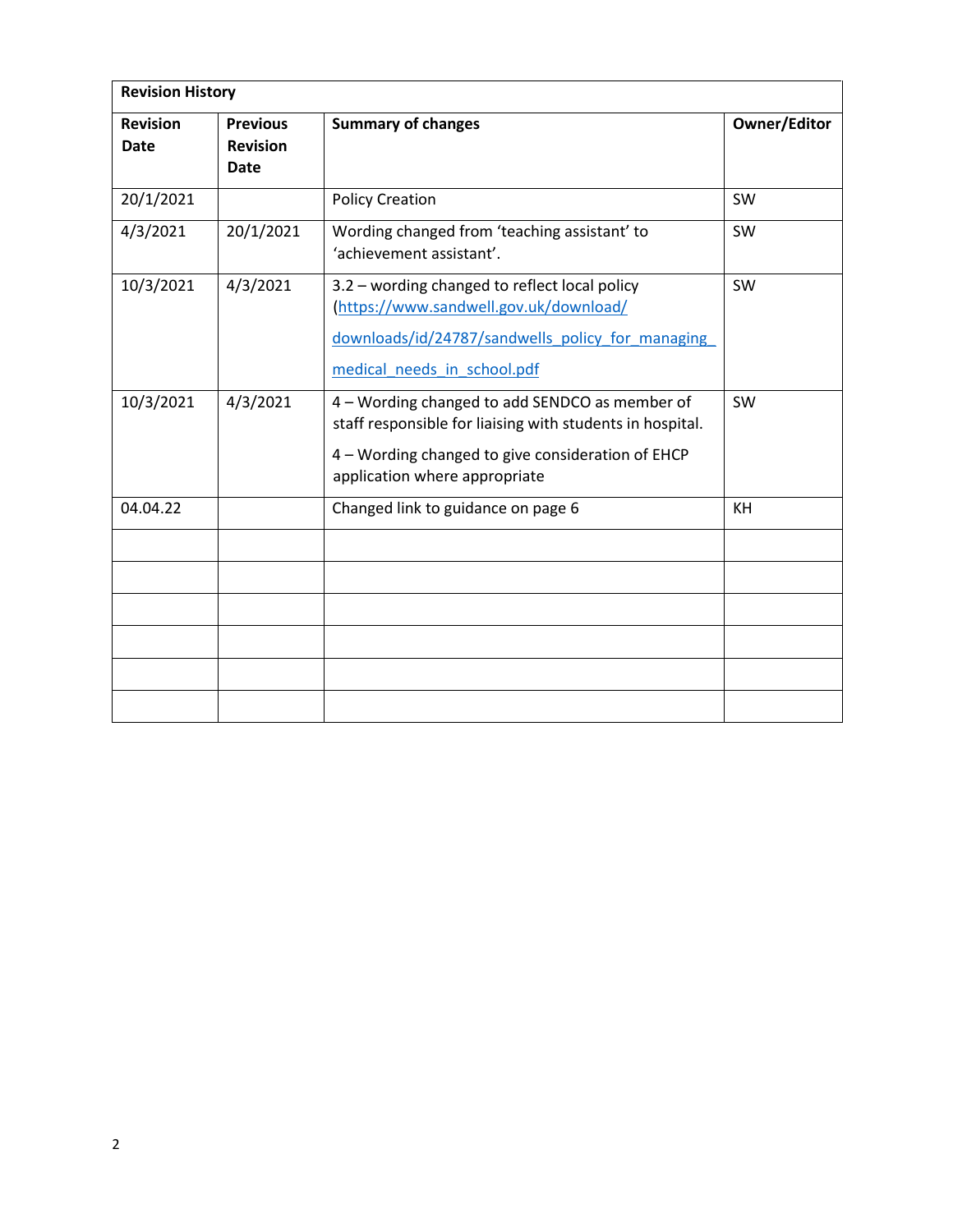| Revision History | | | |
|---|---|---|---|
| **Revision Date** | **Previous Revision Date** | **Summary of changes** | **Owner/Editor** |
| 20/1/2021 | | Policy Creation | SW |
| 4/3/2021 | 20/1/2021 | Wording changed from 'teaching assistant' to 'achievement assistant'. | SW |
| 10/3/2021 | 4/3/2021 | 3.2 – wording changed to reflect local policy (https://www.sandwell.gov.uk/download/downloads/id/24787/sandwells_policy_for_managing_medical_needs_in_school.pdf | SW |
| 10/3/2021 | 4/3/2021 | 4 – Wording changed to add SENDCO as member of staff responsible for liaising with students in hospital. 4 – Wording changed to give consideration of EHCP application where appropriate | SW |
| 04.04.22 | | Changed link to guidance on page 6 | KH |
| | | | |
| | | | |
| | | | |
| | | | |
| | | | |
| | | | |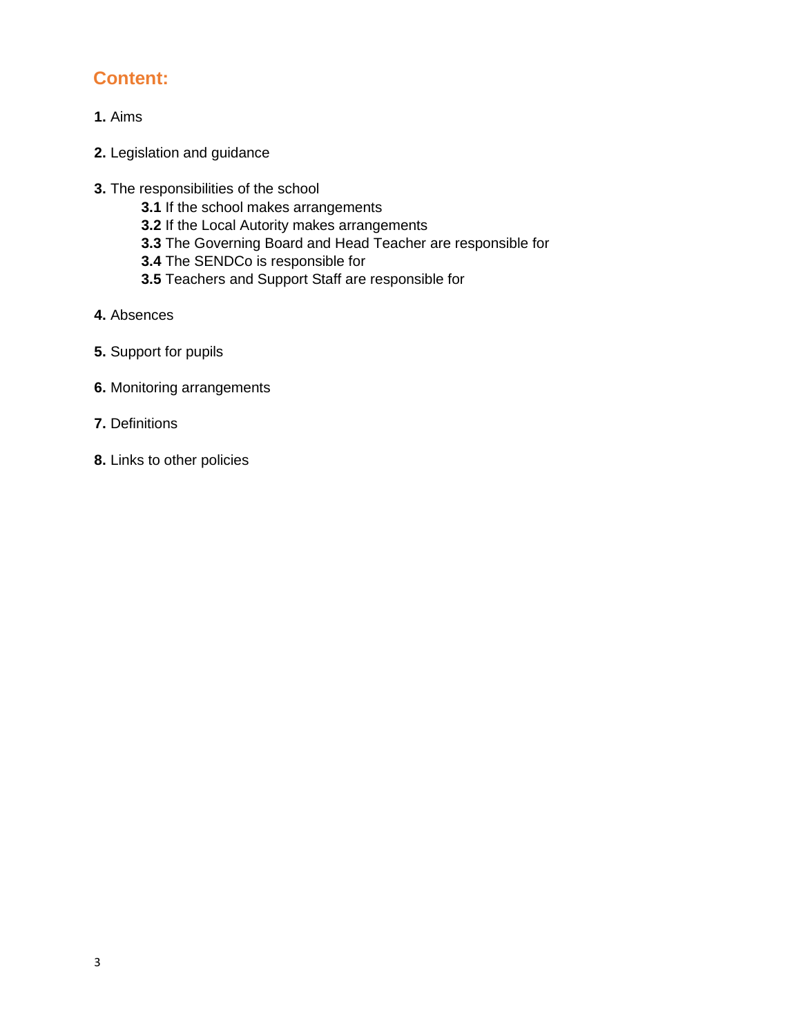## Content:

**1.** Aims

**2.** Legislation and guidance

**3.** The responsibilities of the school
- **3.1** If the school makes arrangements
- **3.2** If the Local Autority makes arrangements
- **3.3** The Governing Board and Head Teacher are responsible for
- **3.4** The SENDCo is responsible for
- **3.5** Teachers and Support Staff are responsible for

**4.** Absences

**5.** Support for pupils

**6.** Monitoring arrangements

**7.** Definitions

**8.** Links to other policies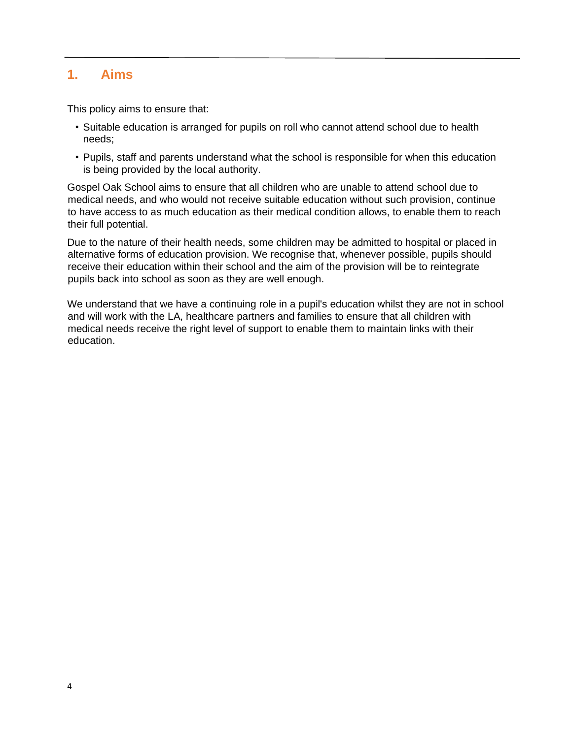## 1. Aims

This policy aims to ensure that:

- Suitable education is arranged for pupils on roll who cannot attend school due to health needs;
- Pupils, staff and parents understand what the school is responsible for when this education is being provided by the local authority.

Gospel Oak School aims to ensure that all children who are unable to attend school due to medical needs, and who would not receive suitable education without such provision, continue to have access to as much education as their medical condition allows, to enable them to reach their full potential.

Due to the nature of their health needs, some children may be admitted to hospital or placed in alternative forms of education provision. We recognise that, whenever possible, pupils should receive their education within their school and the aim of the provision will be to reintegrate pupils back into school as soon as they are well enough.

We understand that we have a continuing role in a pupil's education whilst they are not in school and will work with the LA, healthcare partners and families to ensure that all children with medical needs receive the right level of support to enable them to maintain links with their education.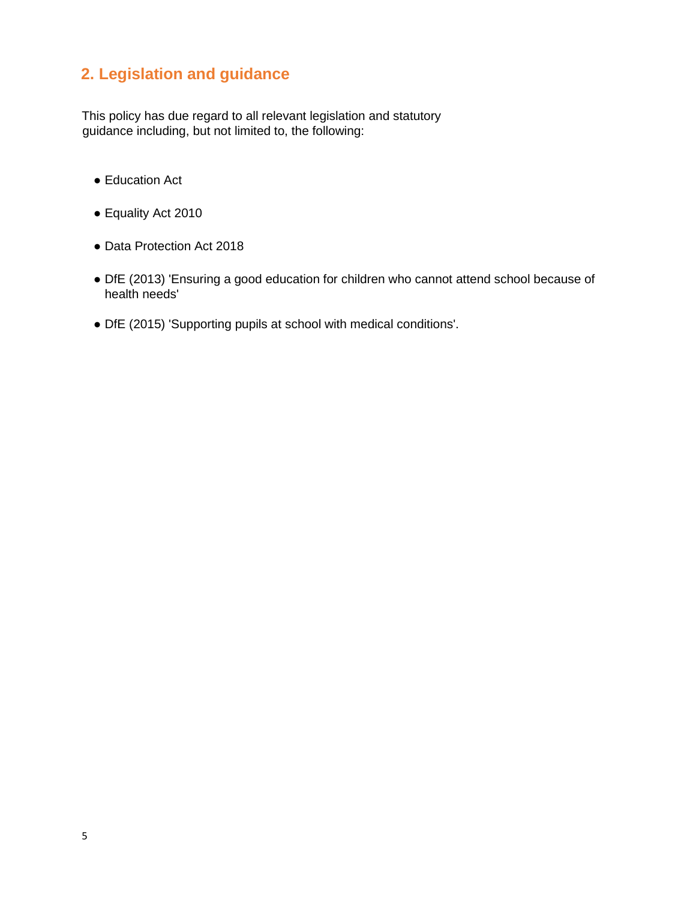## 2. Legislation and guidance

This policy has due regard to all relevant legislation and statutory guidance including, but not limited to, the following:

- Education Act
- Equality Act 2010
- Data Protection Act 2018
- DfE (2013) 'Ensuring a good education for children who cannot attend school because of health needs'
- DfE (2015) 'Supporting pupils at school with medical conditions'.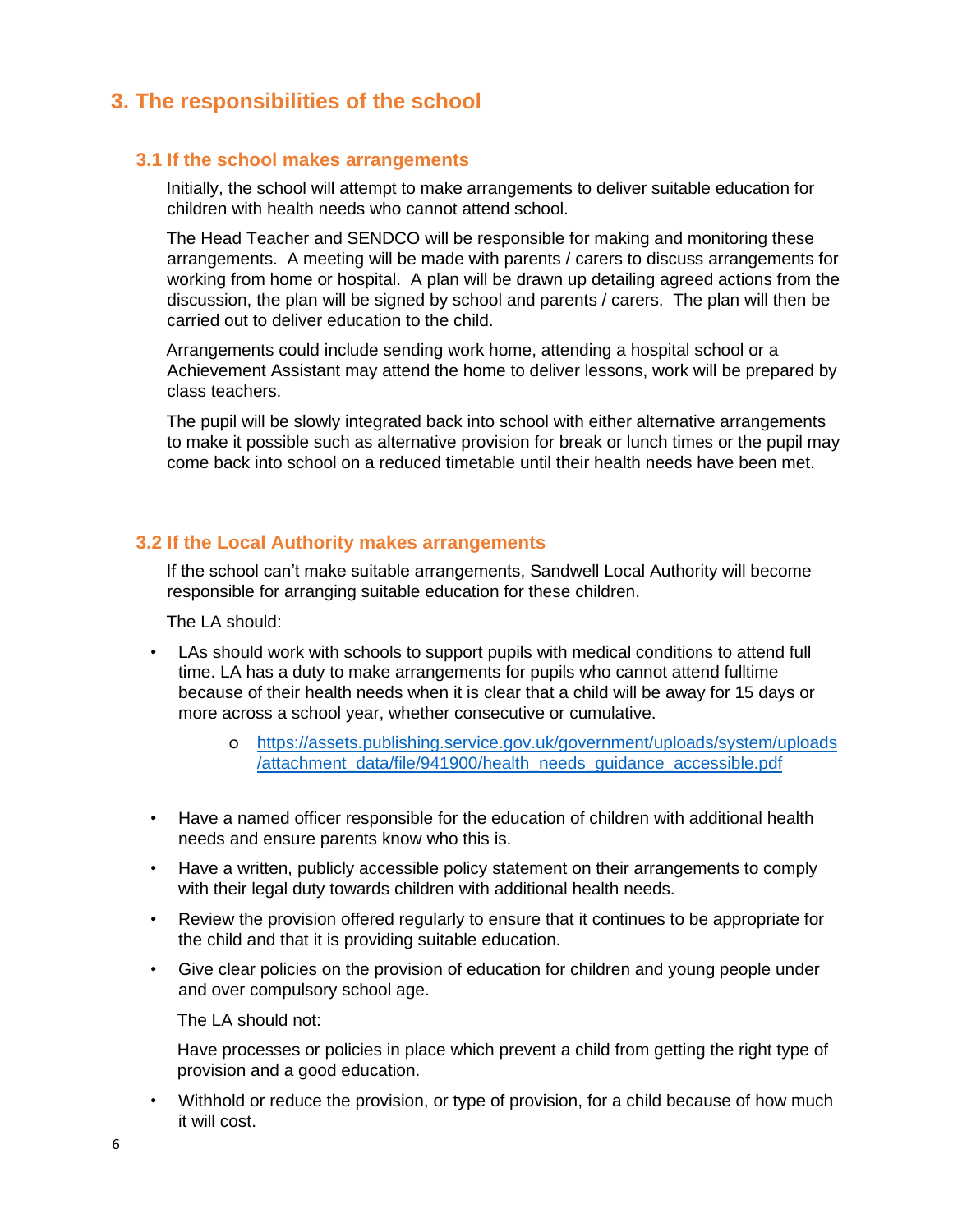## 3. The responsibilities of the school

### 3.1 If the school makes arrangements

Initially, the school will attempt to make arrangements to deliver suitable education for children with health needs who cannot attend school.

The Head Teacher and SENDCO will be responsible for making and monitoring these arrangements. A meeting will be made with parents / carers to discuss arrangements for working from home or hospital. A plan will be drawn up detailing agreed actions from the discussion, the plan will be signed by school and parents / carers. The plan will then be carried out to deliver education to the child.

Arrangements could include sending work home, attending a hospital school or a Achievement Assistant may attend the home to deliver lessons, work will be prepared by class teachers.

The pupil will be slowly integrated back into school with either alternative arrangements to make it possible such as alternative provision for break or lunch times or the pupil may come back into school on a reduced timetable until their health needs have been met.

### 3.2 If the Local Authority makes arrangements

If the school can't make suitable arrangements, Sandwell Local Authority will become responsible for arranging suitable education for these children.

The LA should:

- LAs should work with schools to support pupils with medical conditions to attend full time. LA has a duty to make arrangements for pupils who cannot attend fulltime because of their health needs when it is clear that a child will be away for 15 days or more across a school year, whether consecutive or cumulative.
  - https://assets.publishing.service.gov.uk/government/uploads/system/uploads/attachment_data/file/941900/health_needs_guidance_accessible.pdf
- Have a named officer responsible for the education of children with additional health needs and ensure parents know who this is.
- Have a written, publicly accessible policy statement on their arrangements to comply with their legal duty towards children with additional health needs.
- Review the provision offered regularly to ensure that it continues to be appropriate for the child and that it is providing suitable education.
- Give clear policies on the provision of education for children and young people under and over compulsory school age.

The LA should not:

Have processes or policies in place which prevent a child from getting the right type of provision and a good education.

- Withhold or reduce the provision, or type of provision, for a child because of how much it will cost.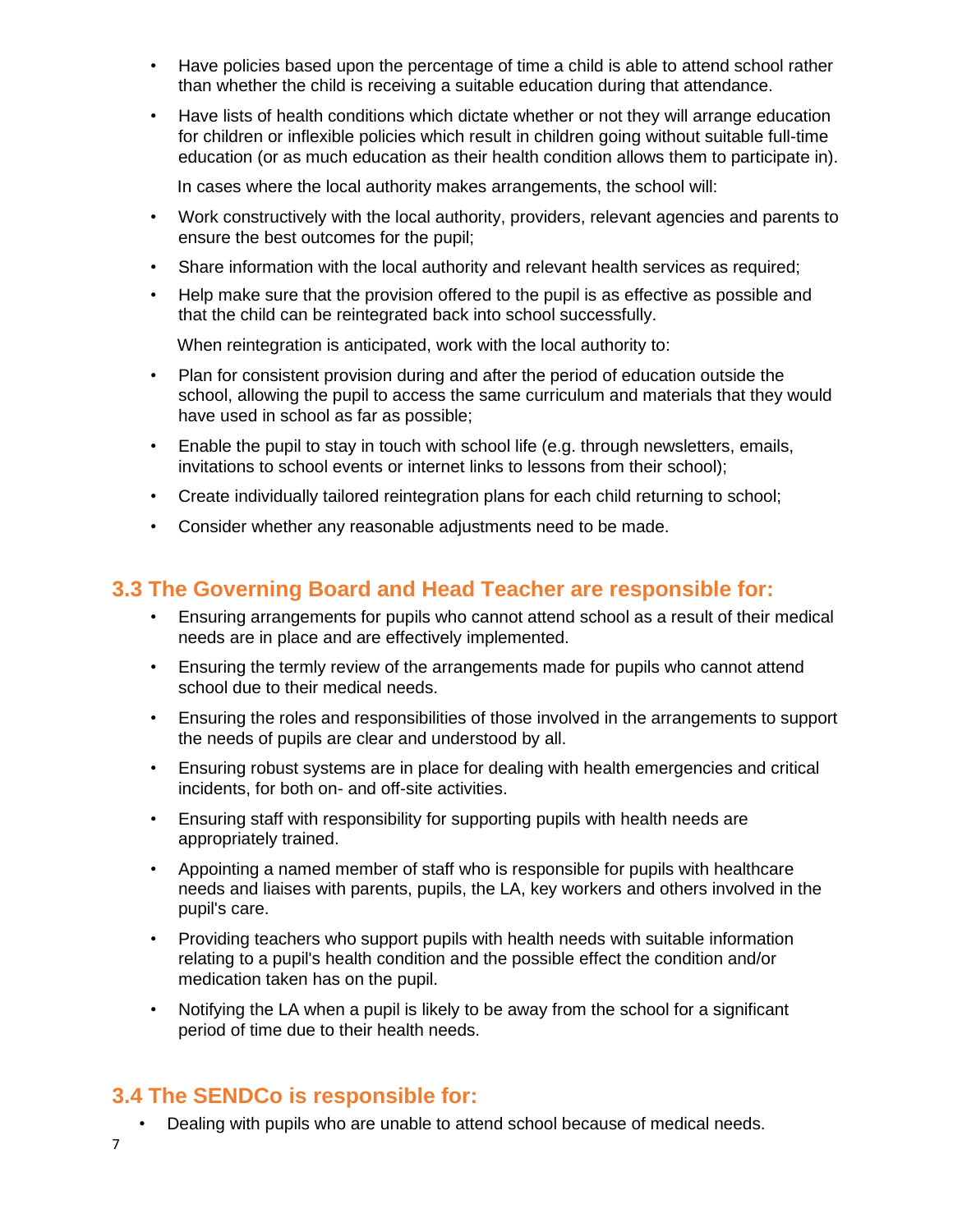- Have policies based upon the percentage of time a child is able to attend school rather than whether the child is receiving a suitable education during that attendance.
- Have lists of health conditions which dictate whether or not they will arrange education for children or inflexible policies which result in children going without suitable full-time education (or as much education as their health condition allows them to participate in).

In cases where the local authority makes arrangements, the school will:

- Work constructively with the local authority, providers, relevant agencies and parents to ensure the best outcomes for the pupil;
- Share information with the local authority and relevant health services as required;
- Help make sure that the provision offered to the pupil is as effective as possible and that the child can be reintegrated back into school successfully.

When reintegration is anticipated, work with the local authority to:

- Plan for consistent provision during and after the period of education outside the school, allowing the pupil to access the same curriculum and materials that they would have used in school as far as possible;
- Enable the pupil to stay in touch with school life (e.g. through newsletters, emails, invitations to school events or internet links to lessons from their school);
- Create individually tailored reintegration plans for each child returning to school;
- Consider whether any reasonable adjustments need to be made.

## 3.3 The Governing Board and Head Teacher are responsible for:

- Ensuring arrangements for pupils who cannot attend school as a result of their medical needs are in place and are effectively implemented.
- Ensuring the termly review of the arrangements made for pupils who cannot attend school due to their medical needs.
- Ensuring the roles and responsibilities of those involved in the arrangements to support the needs of pupils are clear and understood by all.
- Ensuring robust systems are in place for dealing with health emergencies and critical incidents, for both on- and off-site activities.
- Ensuring staff with responsibility for supporting pupils with health needs are appropriately trained.
- Appointing a named member of staff who is responsible for pupils with healthcare needs and liaises with parents, pupils, the LA, key workers and others involved in the pupil's care.
- Providing teachers who support pupils with health needs with suitable information relating to a pupil's health condition and the possible effect the condition and/or medication taken has on the pupil.
- Notifying the LA when a pupil is likely to be away from the school for a significant period of time due to their health needs.

## 3.4 The SENDCo is responsible for:

- Dealing with pupils who are unable to attend school because of medical needs.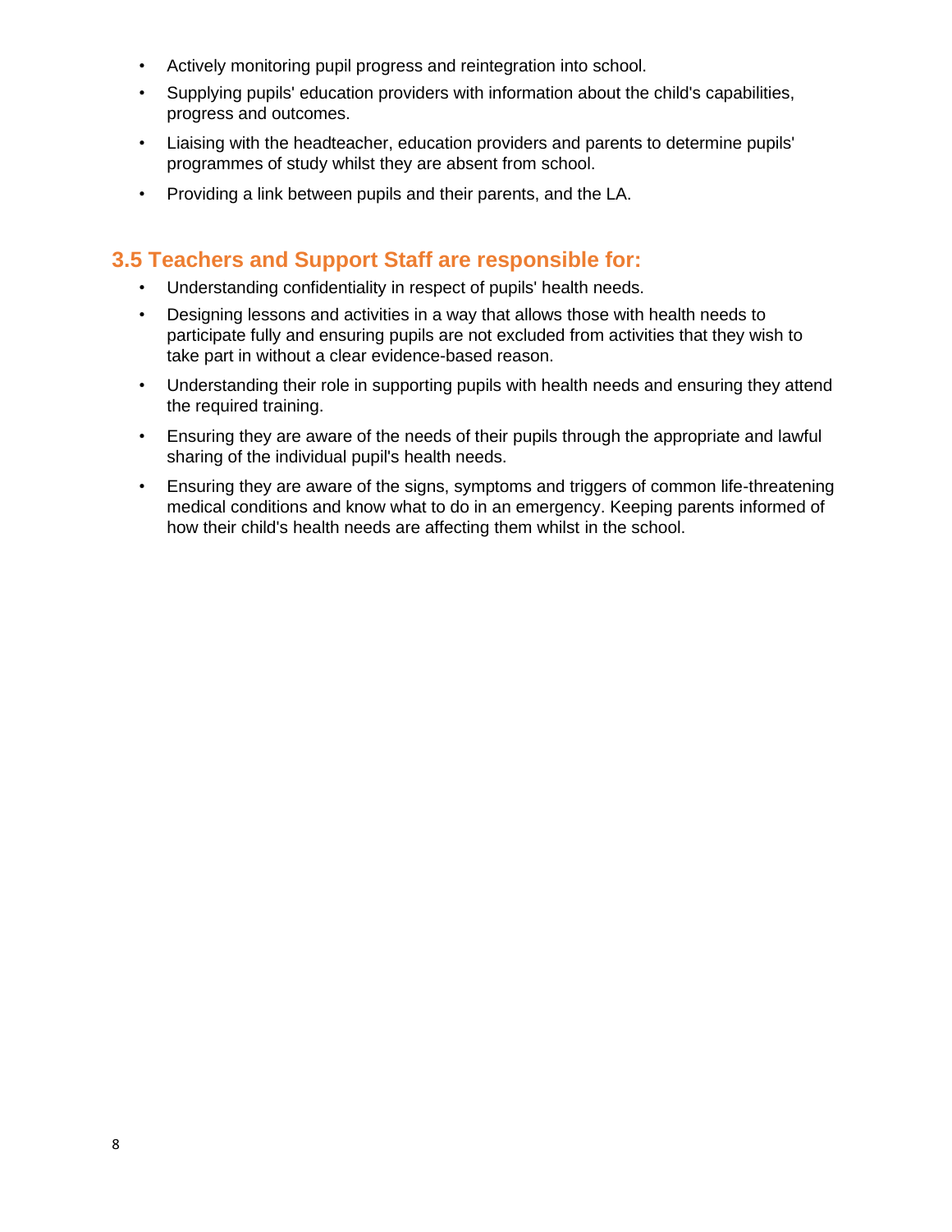- Actively monitoring pupil progress and reintegration into school.
- Supplying pupils' education providers with information about the child's capabilities, progress and outcomes.
- Liaising with the headteacher, education providers and parents to determine pupils' programmes of study whilst they are absent from school.
- Providing a link between pupils and their parents, and the LA.

## 3.5 Teachers and Support Staff are responsible for:

- Understanding confidentiality in respect of pupils' health needs.
- Designing lessons and activities in a way that allows those with health needs to participate fully and ensuring pupils are not excluded from activities that they wish to take part in without a clear evidence-based reason.
- Understanding their role in supporting pupils with health needs and ensuring they attend the required training.
- Ensuring they are aware of the needs of their pupils through the appropriate and lawful sharing of the individual pupil's health needs.
- Ensuring they are aware of the signs, symptoms and triggers of common life-threatening medical conditions and know what to do in an emergency. Keeping parents informed of how their child's health needs are affecting them whilst in the school.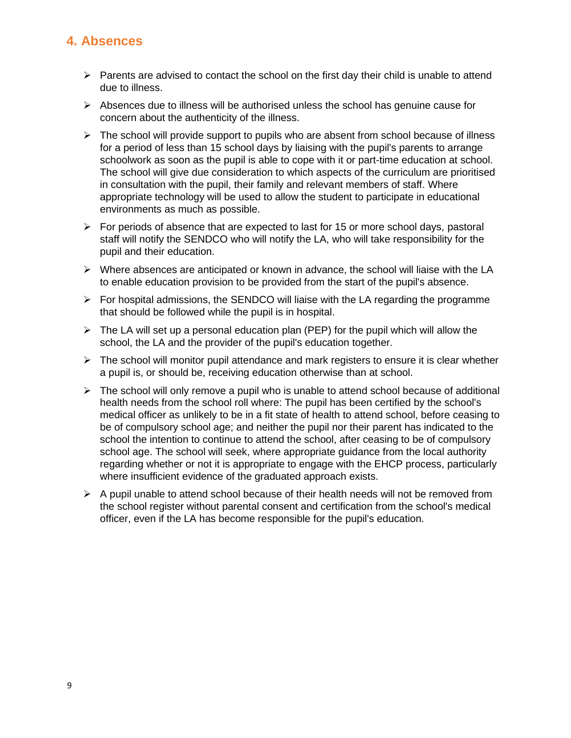## 4. Absences

- Parents are advised to contact the school on the first day their child is unable to attend due to illness.
- Absences due to illness will be authorised unless the school has genuine cause for concern about the authenticity of the illness.
- The school will provide support to pupils who are absent from school because of illness for a period of less than 15 school days by liaising with the pupil's parents to arrange schoolwork as soon as the pupil is able to cope with it or part-time education at school. The school will give due consideration to which aspects of the curriculum are prioritised in consultation with the pupil, their family and relevant members of staff. Where appropriate technology will be used to allow the student to participate in educational environments as much as possible.
- For periods of absence that are expected to last for 15 or more school days, pastoral staff will notify the SENDCO who will notify the LA, who will take responsibility for the pupil and their education.
- Where absences are anticipated or known in advance, the school will liaise with the LA to enable education provision to be provided from the start of the pupil's absence.
- For hospital admissions, the SENDCO will liaise with the LA regarding the programme that should be followed while the pupil is in hospital.
- The LA will set up a personal education plan (PEP) for the pupil which will allow the school, the LA and the provider of the pupil's education together.
- The school will monitor pupil attendance and mark registers to ensure it is clear whether a pupil is, or should be, receiving education otherwise than at school.
- The school will only remove a pupil who is unable to attend school because of additional health needs from the school roll where: The pupil has been certified by the school's medical officer as unlikely to be in a fit state of health to attend school, before ceasing to be of compulsory school age; and neither the pupil nor their parent has indicated to the school the intention to continue to attend the school, after ceasing to be of compulsory school age. The school will seek, where appropriate guidance from the local authority regarding whether or not it is appropriate to engage with the EHCP process, particularly where insufficient evidence of the graduated approach exists.
- A pupil unable to attend school because of their health needs will not be removed from the school register without parental consent and certification from the school's medical officer, even if the LA has become responsible for the pupil's education.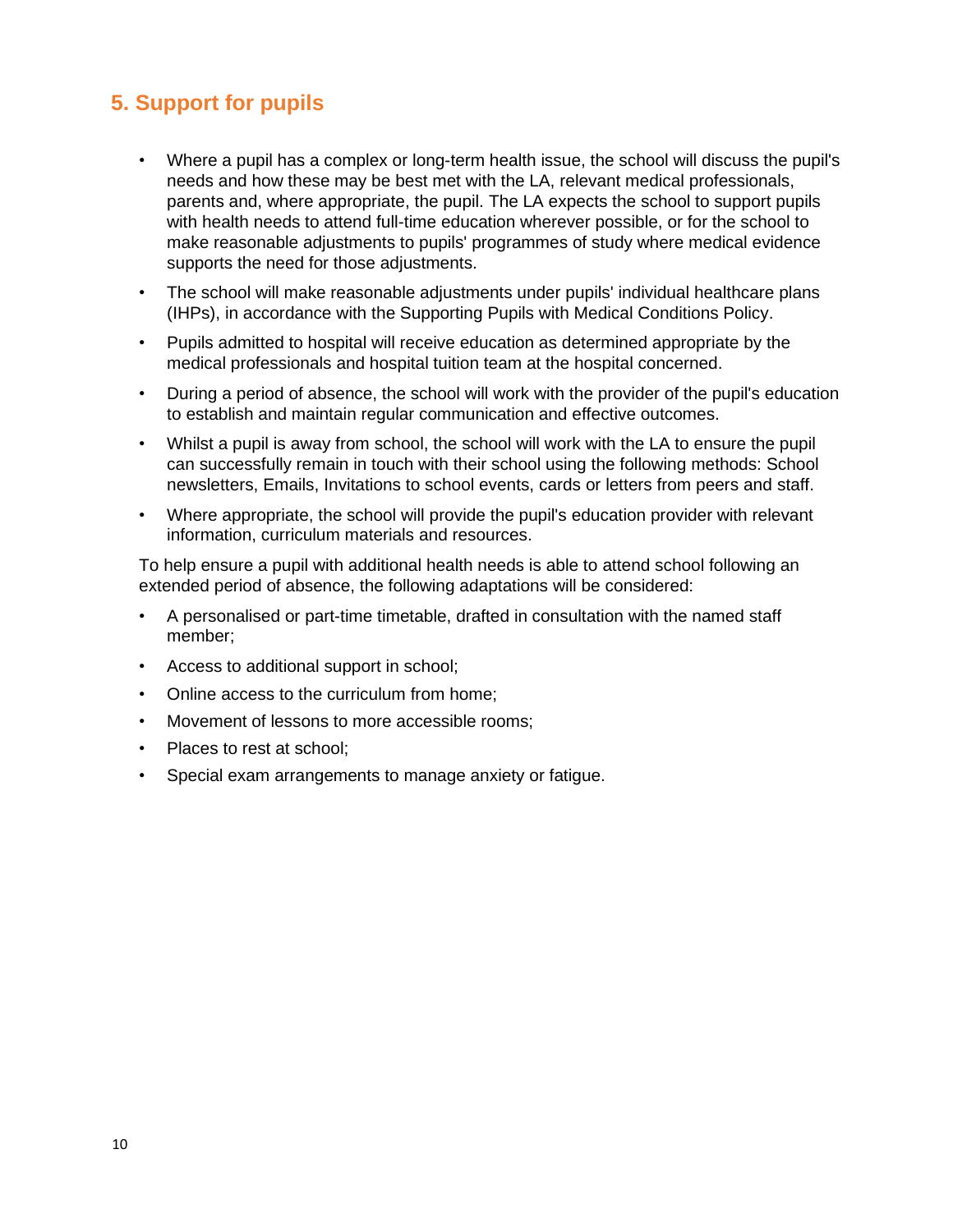## 5. Support for pupils

- Where a pupil has a complex or long-term health issue, the school will discuss the pupil's needs and how these may be best met with the LA, relevant medical professionals, parents and, where appropriate, the pupil. The LA expects the school to support pupils with health needs to attend full-time education wherever possible, or for the school to make reasonable adjustments to pupils' programmes of study where medical evidence supports the need for those adjustments.
- The school will make reasonable adjustments under pupils' individual healthcare plans (IHPs), in accordance with the Supporting Pupils with Medical Conditions Policy.
- Pupils admitted to hospital will receive education as determined appropriate by the medical professionals and hospital tuition team at the hospital concerned.
- During a period of absence, the school will work with the provider of the pupil's education to establish and maintain regular communication and effective outcomes.
- Whilst a pupil is away from school, the school will work with the LA to ensure the pupil can successfully remain in touch with their school using the following methods: School newsletters, Emails, Invitations to school events, cards or letters from peers and staff.
- Where appropriate, the school will provide the pupil's education provider with relevant information, curriculum materials and resources.

To help ensure a pupil with additional health needs is able to attend school following an extended period of absence, the following adaptations will be considered:

- A personalised or part-time timetable, drafted in consultation with the named staff member;
- Access to additional support in school;
- Online access to the curriculum from home;
- Movement of lessons to more accessible rooms;
- Places to rest at school;
- Special exam arrangements to manage anxiety or fatigue.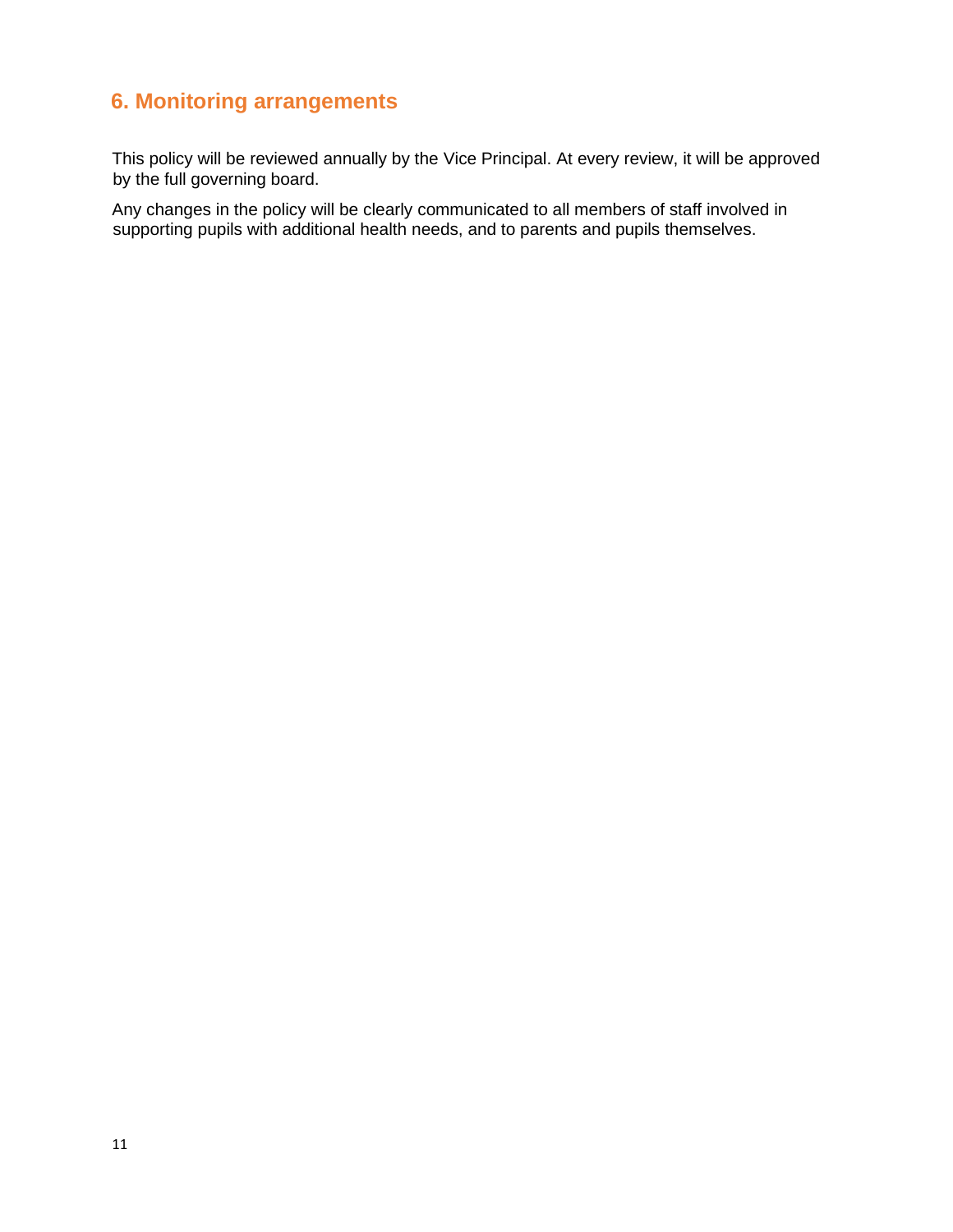## 6. Monitoring arrangements

This policy will be reviewed annually by the Vice Principal. At every review, it will be approved by the full governing board.

Any changes in the policy will be clearly communicated to all members of staff involved in supporting pupils with additional health needs, and to parents and pupils themselves.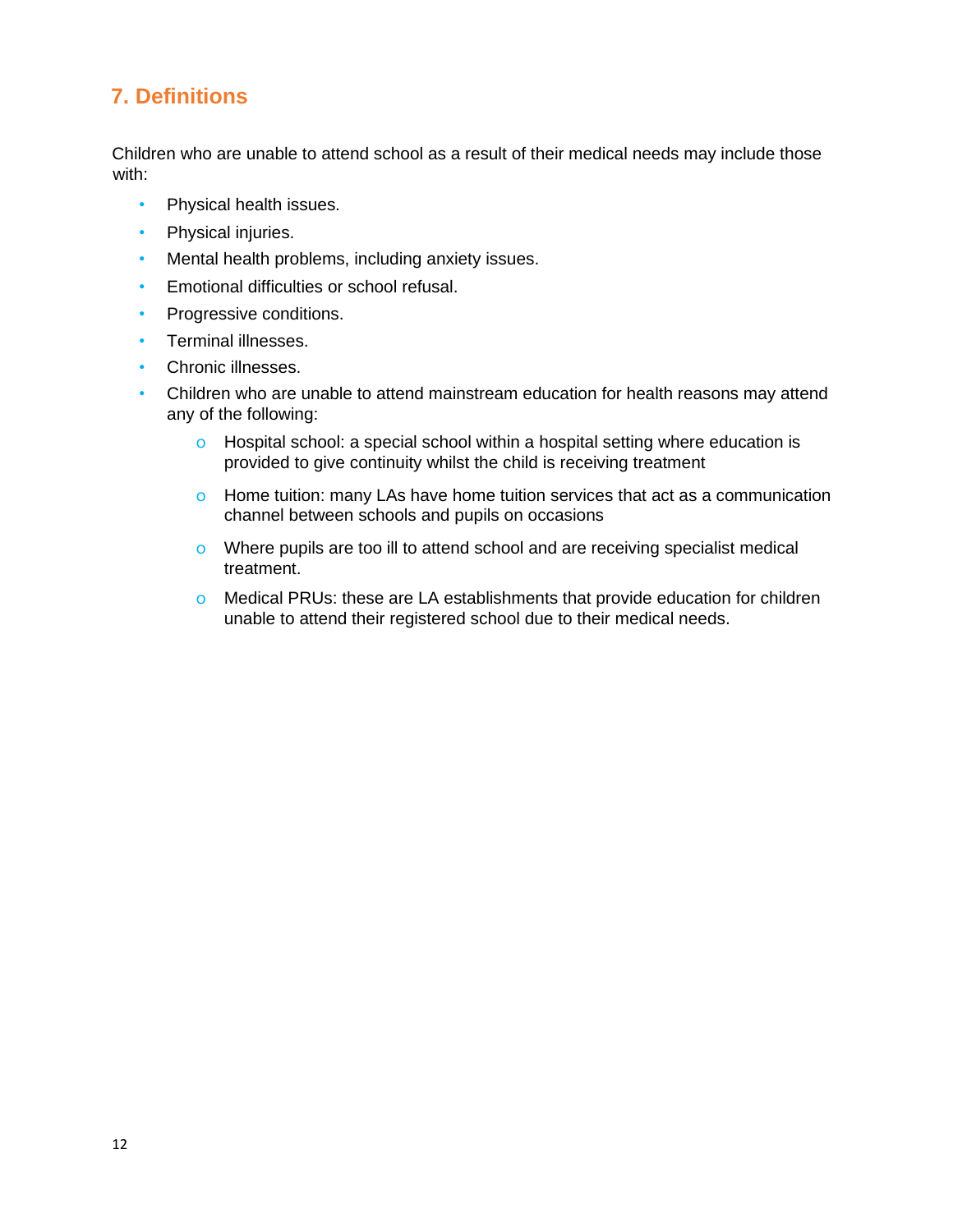## 7. Definitions

Children who are unable to attend school as a result of their medical needs may include those with:

- Physical health issues.
- Physical injuries.
- Mental health problems, including anxiety issues.
- Emotional difficulties or school refusal.
- Progressive conditions.
- Terminal illnesses.
- Chronic illnesses.
- Children who are unable to attend mainstream education for health reasons may attend any of the following:
    - Hospital school: a special school within a hospital setting where education is provided to give continuity whilst the child is receiving treatment
    - Home tuition: many LAs have home tuition services that act as a communication channel between schools and pupils on occasions
    - Where pupils are too ill to attend school and are receiving specialist medical treatment.
    - Medical PRUs: these are LA establishments that provide education for children unable to attend their registered school due to their medical needs.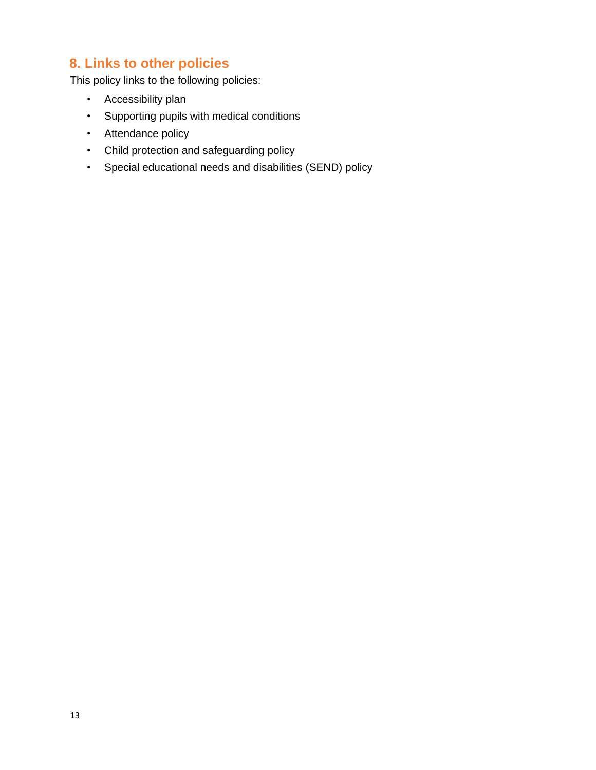## 8. Links to other policies

This policy links to the following policies:

- Accessibility plan
- Supporting pupils with medical conditions
- Attendance policy
- Child protection and safeguarding policy
- Special educational needs and disabilities (SEND) policy